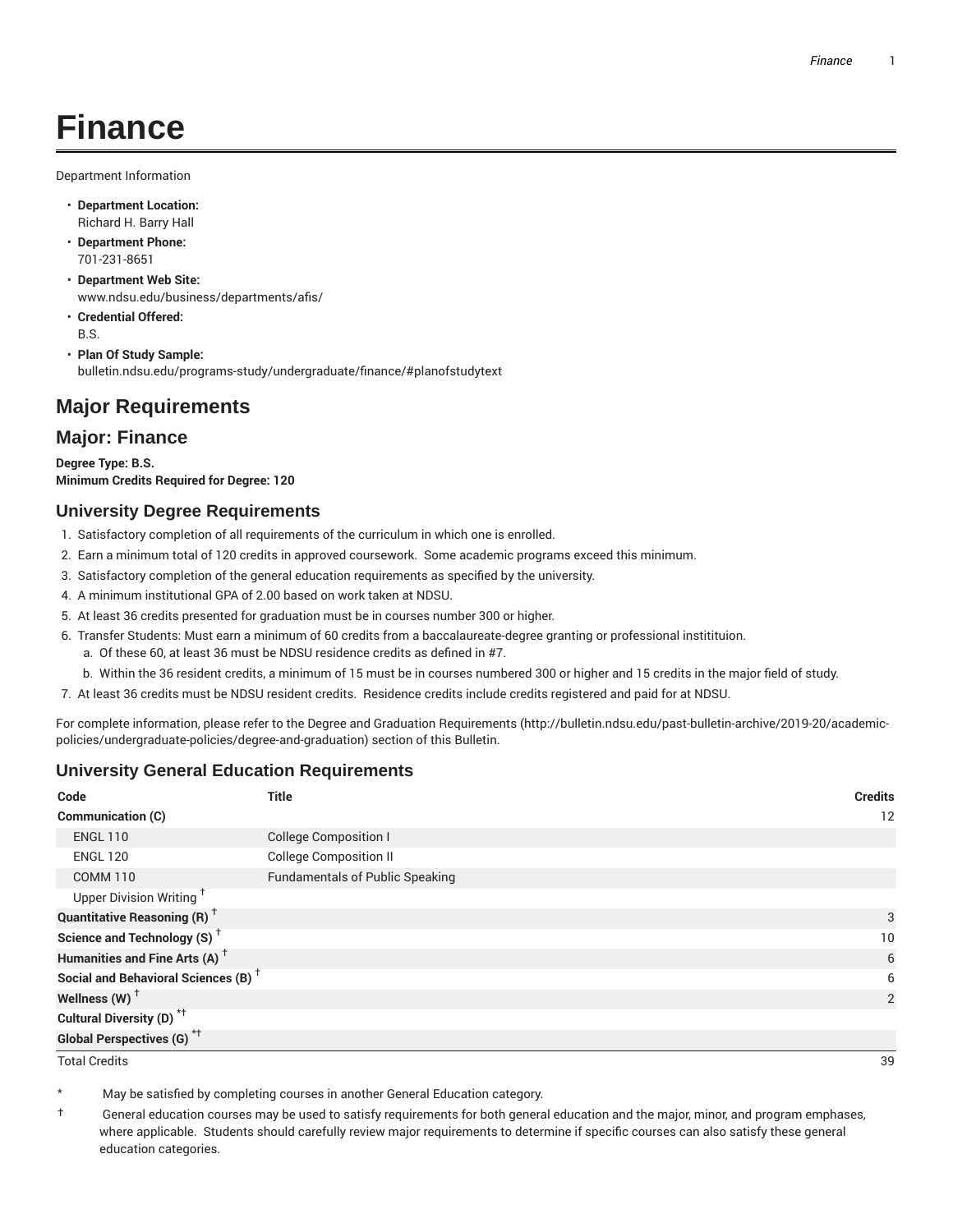# Finance

Department Information

- **Department Location:**
  Richard H. Barry Hall
- **Department Phone:**
  701-231-8651
- **Department Web Site:**
  www.ndsu.edu/business/departments/afis/
- **Credential Offered:**
  B.S.
- **Plan Of Study Sample:**
  bulletin.ndsu.edu/programs-study/undergraduate/finance/#planofstudytext

## Major Requirements

## Major: Finance

**Degree Type: B.S.**
**Minimum Credits Required for Degree: 120**

### University Degree Requirements

1. Satisfactory completion of all requirements of the curriculum in which one is enrolled.
2. Earn a minimum total of 120 credits in approved coursework. Some academic programs exceed this minimum.
3. Satisfactory completion of the general education requirements as specified by the university.
4. A minimum institutional GPA of 2.00 based on work taken at NDSU.
5. At least 36 credits presented for graduation must be in courses number 300 or higher.
6. Transfer Students: Must earn a minimum of 60 credits from a baccalaureate-degree granting or professional institituion.
   a. Of these 60, at least 36 must be NDSU residence credits as defined in #7.
   b. Within the 36 resident credits, a minimum of 15 must be in courses numbered 300 or higher and 15 credits in the major field of study.
7. At least 36 credits must be NDSU resident credits. Residence credits include credits registered and paid for at NDSU.

For complete information, please refer to the Degree and Graduation Requirements (http://bulletin.ndsu.edu/past-bulletin-archive/2019-20/academic-policies/undergraduate-policies/degree-and-graduation) section of this Bulletin.

### University General Education Requirements

| Code | Title | Credits |
|---|---|---|
| **Communication (C)** | | 12 |
| ENGL 110 | College Composition I | |
| ENGL 120 | College Composition II | |
| COMM 110 | Fundamentals of Public Speaking | |
| Upper Division Writing † | | |
| **Quantitative Reasoning (R) †** | | 3 |
| **Science and Technology (S) †** | | 10 |
| **Humanities and Fine Arts (A) †** | | 6 |
| **Social and Behavioral Sciences (B) †** | | 6 |
| **Wellness (W) †** | | 2 |
| **Cultural Diversity (D) *†** | | |
| **Global Perspectives (G) *†** | | |
| Total Credits | | 39 |

\* May be satisfied by completing courses in another General Education category.

† General education courses may be used to satisfy requirements for both general education and the major, minor, and program emphases, where applicable. Students should carefully review major requirements to determine if specific courses can also satisfy these general education categories.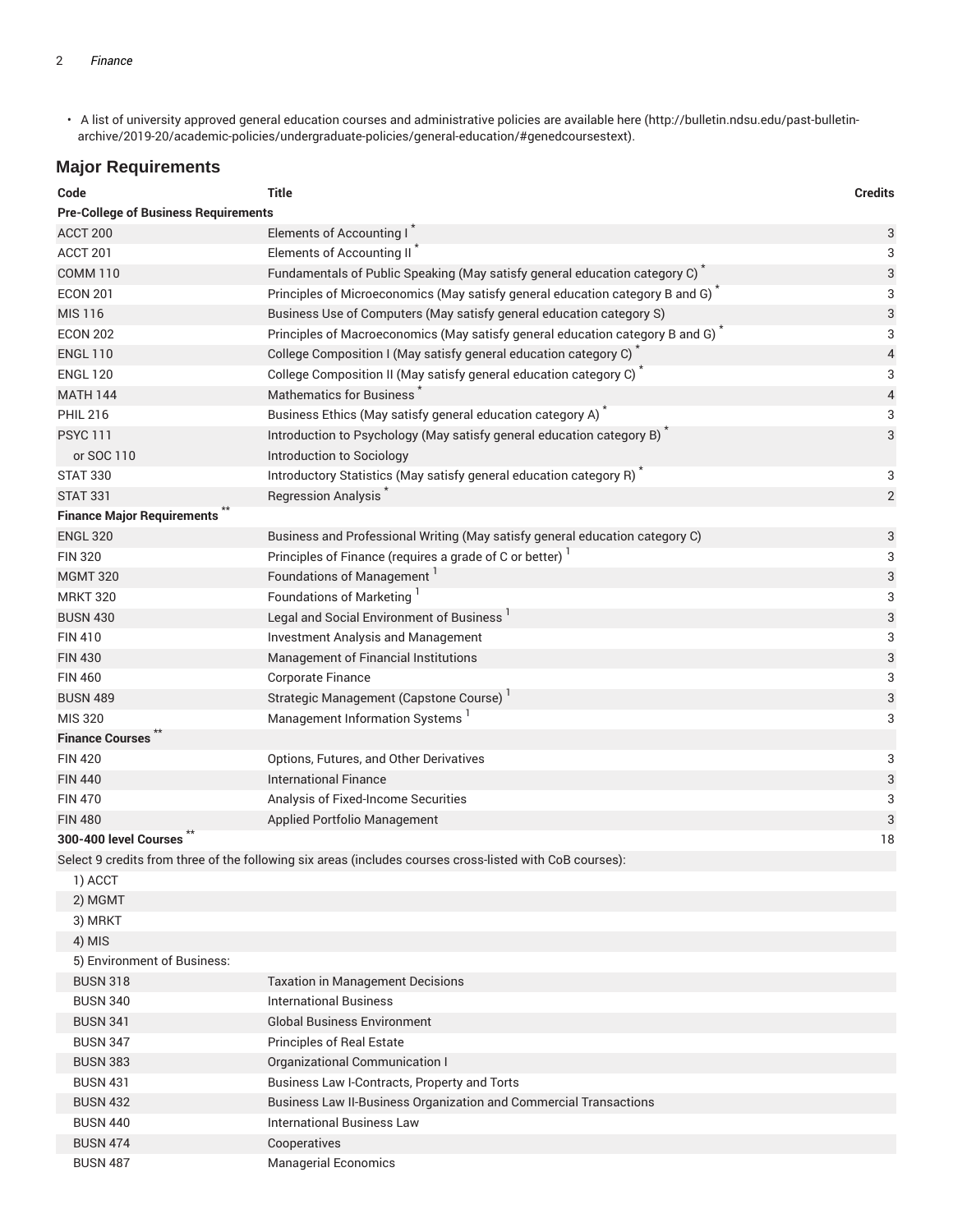- A list of university approved general education courses and administrative policies are available here (http://bulletin.ndsu.edu/past-bulletin-archive/2019-20/academic-policies/undergraduate-policies/general-education/#genedcoursestext).

## Major Requirements

| Code | Title | Credits |
|---|---|---|
| **Pre-College of Business Requirements** | | |
| ACCT 200 | Elements of Accounting I * | 3 |
| ACCT 201 | Elements of Accounting II * | 3 |
| COMM 110 | Fundamentals of Public Speaking (May satisfy general education category C) * | 3 |
| ECON 201 | Principles of Microeconomics (May satisfy general education category B and G) * | 3 |
| MIS 116 | Business Use of Computers (May satisfy general education category S) | 3 |
| ECON 202 | Principles of Macroeconomics (May satisfy general education category B and G) * | 3 |
| ENGL 110 | College Composition I (May satisfy general education category C) * | 4 |
| ENGL 120 | College Composition II (May satisfy general education category C) * | 3 |
| MATH 144 | Mathematics for Business * | 4 |
| PHIL 216 | Business Ethics (May satisfy general education category A) * | 3 |
| PSYC 111 | Introduction to Psychology (May satisfy general education category B) * | 3 |
| or SOC 110 | Introduction to Sociology | |
| STAT 330 | Introductory Statistics (May satisfy general education category R) * | 3 |
| STAT 331 | Regression Analysis * | 2 |
| **Finance Major Requirements** ** | | |
| ENGL 320 | Business and Professional Writing (May satisfy general education category C) | 3 |
| FIN 320 | Principles of Finance (requires a grade of C or better) [1] | 3 |
| MGMT 320 | Foundations of Management [1] | 3 |
| MRKT 320 | Foundations of Marketing [1] | 3 |
| BUSN 430 | Legal and Social Environment of Business [1] | 3 |
| FIN 410 | Investment Analysis and Management | 3 |
| FIN 430 | Management of Financial Institutions | 3 |
| FIN 460 | Corporate Finance | 3 |
| BUSN 489 | Strategic Management (Capstone Course) [1] | 3 |
| MIS 320 | Management Information Systems [1] | 3 |
| **Finance Courses** ** | | |
| FIN 420 | Options, Futures, and Other Derivatives | 3 |
| FIN 440 | International Finance | 3 |
| FIN 470 | Analysis of Fixed-Income Securities | 3 |
| FIN 480 | Applied Portfolio Management | 3 |
| **300-400 level Courses** ** | | 18 |
| Select 9 credits from three of the following six areas (includes courses cross-listed with CoB courses): | | |
| 1) ACCT | | |
| 2) MGMT | | |
| 3) MRKT | | |
| 4) MIS | | |
| 5) Environment of Business: | | |
| BUSN 318 | Taxation in Management Decisions | |
| BUSN 340 | International Business | |
| BUSN 341 | Global Business Environment | |
| BUSN 347 | Principles of Real Estate | |
| BUSN 383 | Organizational Communication I | |
| BUSN 431 | Business Law I-Contracts, Property and Torts | |
| BUSN 432 | Business Law II-Business Organization and Commercial Transactions | |
| BUSN 440 | International Business Law | |
| BUSN 474 | Cooperatives | |
| BUSN 487 | Managerial Economics | |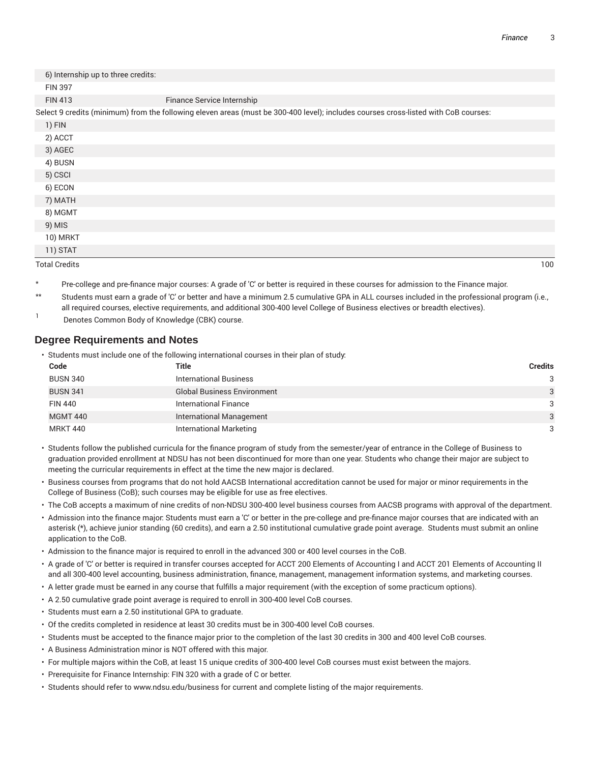| | | |
|---|---|---|
| 6) Internship up to three credits: | | |
| FIN 397 | | |
| FIN 413 | Finance Service Internship | |
| Select 9 credits (minimum) from the following eleven areas (must be 300-400 level); includes courses cross-listed with CoB courses: | | |
| 1) FIN | | |
| 2) ACCT | | |
| 3) AGEC | | |
| 4) BUSN | | |
| 5) CSCI | | |
| 6) ECON | | |
| 7) MATH | | |
| 8) MGMT | | |
| 9) MIS | | |
| 10) MRKT | | |
| 11) STAT | | |
| Total Credits | | 100 |

\* Pre-college and pre-finance major courses: A grade of 'C' or better is required in these courses for admission to the Finance major.

\*\* Students must earn a grade of 'C' or better and have a minimum 2.5 cumulative GPA in ALL courses included in the professional program (i.e., all required courses, elective requirements, and additional 300-400 level College of Business electives or breadth electives).

[1] Denotes Common Body of Knowledge (CBK) course.

## Degree Requirements and Notes

- Students must include one of the following international courses in their plan of study:

| Code | Title | Credits |
|---|---|---|
| BUSN 340 | International Business | 3 |
| BUSN 341 | Global Business Environment | 3 |
| FIN 440 | International Finance | 3 |
| MGMT 440 | International Management | 3 |
| MRKT 440 | International Marketing | 3 |

- Students follow the published curricula for the finance program of study from the semester/year of entrance in the College of Business to graduation provided enrollment at NDSU has not been discontinued for more than one year. Students who change their major are subject to meeting the curricular requirements in effect at the time the new major is declared.
- Business courses from programs that do not hold AACSB International accreditation cannot be used for major or minor requirements in the College of Business (CoB); such courses may be eligible for use as free electives.
- The CoB accepts a maximum of nine credits of non-NDSU 300-400 level business courses from AACSB programs with approval of the department.
- Admission into the finance major: Students must earn a 'C' or better in the pre-college and pre-finance major courses that are indicated with an asterisk (*), achieve junior standing (60 credits), and earn a 2.50 institutional cumulative grade point average. Students must submit an online application to the CoB.
- Admission to the finance major is required to enroll in the advanced 300 or 400 level courses in the CoB.
- A grade of 'C' or better is required in transfer courses accepted for ACCT 200 Elements of Accounting I and ACCT 201 Elements of Accounting II and all 300-400 level accounting, business administration, finance, management, management information systems, and marketing courses.
- A letter grade must be earned in any course that fulfills a major requirement (with the exception of some practicum options).
- A 2.50 cumulative grade point average is required to enroll in 300-400 level CoB courses.
- Students must earn a 2.50 institutional GPA to graduate.
- Of the credits completed in residence at least 30 credits must be in 300-400 level CoB courses.
- Students must be accepted to the finance major prior to the completion of the last 30 credits in 300 and 400 level CoB courses.
- A Business Administration minor is NOT offered with this major.
- For multiple majors within the CoB, at least 15 unique credits of 300-400 level CoB courses must exist between the majors.
- Prerequisite for Finance Internship: FIN 320 with a grade of C or better.
- Students should refer to www.ndsu.edu/business for current and complete listing of the major requirements.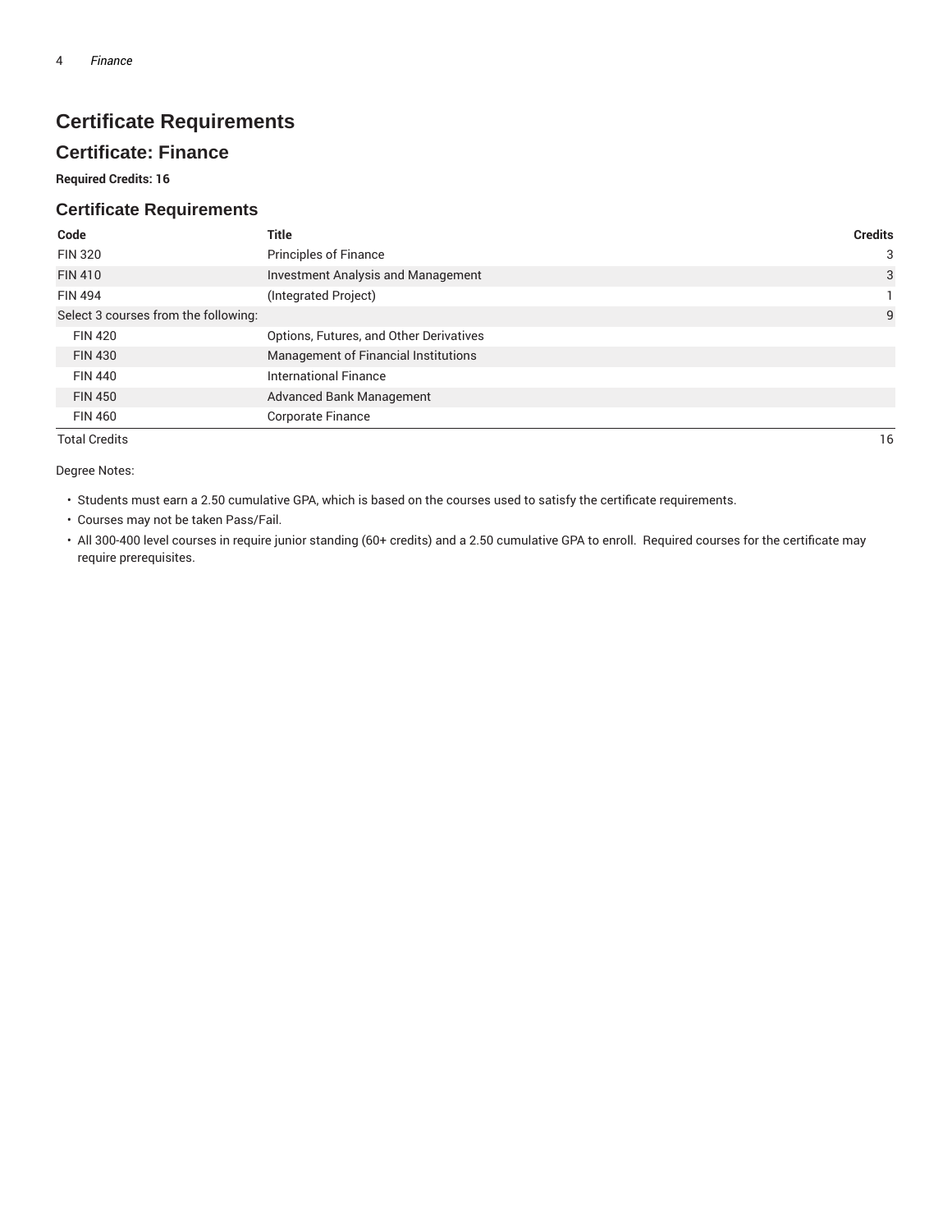# Certificate Requirements

## Certificate: Finance

**Required Credits: 16**

## Certificate Requirements

| Code | Title | Credits |
|---|---|---|
| FIN 320 | Principles of Finance | 3 |
| FIN 410 | Investment Analysis and Management | 3 |
| FIN 494 | (Integrated Project) | 1 |
| Select 3 courses from the following: | | 9 |
| FIN 420 | Options, Futures, and Other Derivatives | |
| FIN 430 | Management of Financial Institutions | |
| FIN 440 | International Finance | |
| FIN 450 | Advanced Bank Management | |
| FIN 460 | Corporate Finance | |
| Total Credits | | 16 |

Degree Notes:

- Students must earn a 2.50 cumulative GPA, which is based on the courses used to satisfy the certificate requirements.
- Courses may not be taken Pass/Fail.
- All 300-400 level courses in require junior standing (60+ credits) and a 2.50 cumulative GPA to enroll. Required courses for the certificate may require prerequisites.